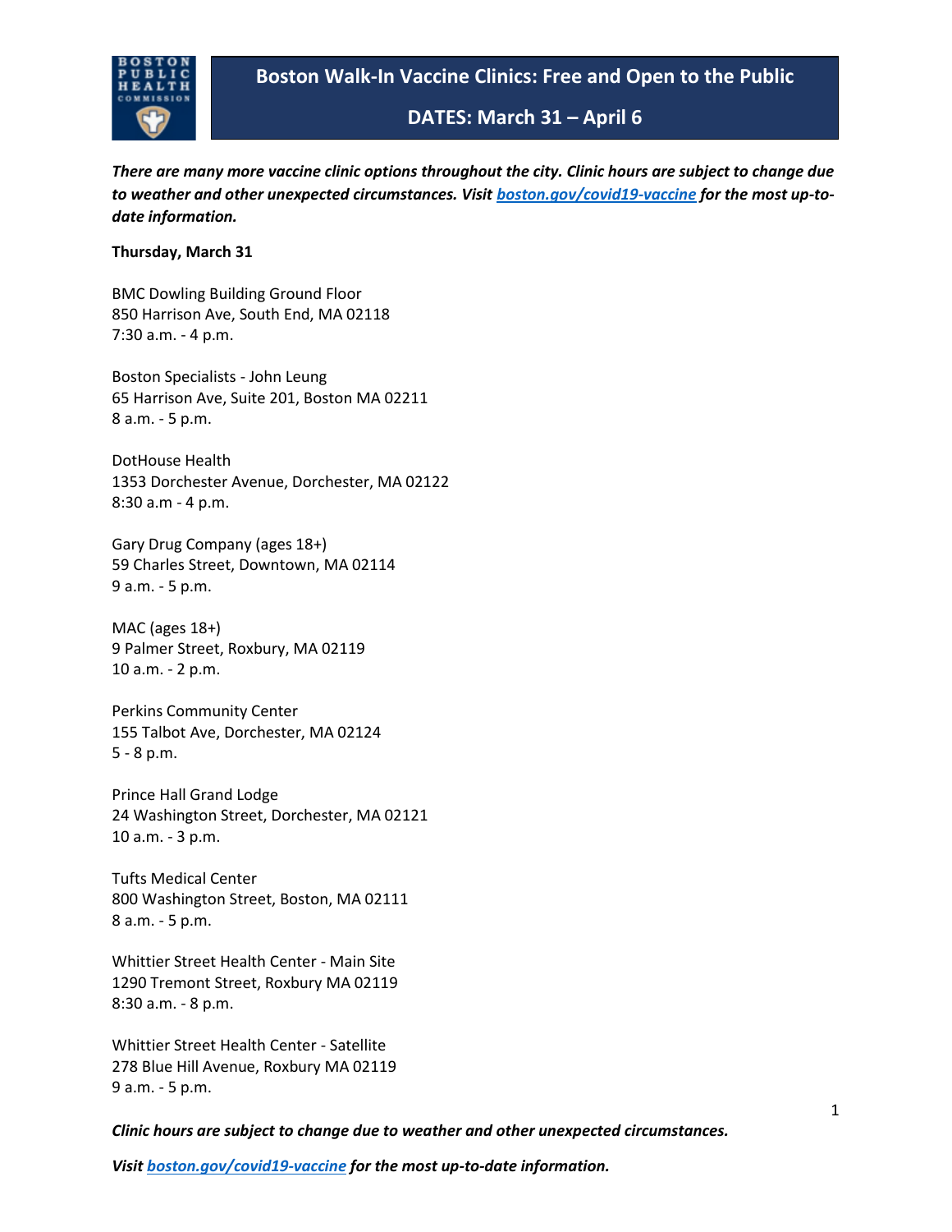# Boston Walk-In Vaccine Clinics: Free and Open to the Public

## DATES: March 31 – April 6

***There are many more vaccine clinic options throughout the city. Clinic hours are subject to change due to weather and other unexpected circumstances. Visit [boston.gov/covid19-vaccine](boston.gov/covid19-vaccine) for the most up-to-date information.***

**Thursday, March 31**

BMC Dowling Building Ground Floor
850 Harrison Ave, South End, MA 02118
7:30 a.m. - 4 p.m.

Boston Specialists - John Leung
65 Harrison Ave, Suite 201, Boston MA 02211
8 a.m. - 5 p.m.

DotHouse Health
1353 Dorchester Avenue, Dorchester, MA 02122
8:30 a.m - 4 p.m.

Gary Drug Company (ages 18+)
59 Charles Street, Downtown, MA 02114
9 a.m. - 5 p.m.

MAC (ages 18+)
9 Palmer Street, Roxbury, MA 02119
10 a.m. - 2 p.m.

Perkins Community Center
155 Talbot Ave, Dorchester, MA 02124
5 - 8 p.m.

Prince Hall Grand Lodge
24 Washington Street, Dorchester, MA 02121
10 a.m. - 3 p.m.

Tufts Medical Center
800 Washington Street, Boston, MA 02111
8 a.m. - 5 p.m.

Whittier Street Health Center - Main Site
1290 Tremont Street, Roxbury MA 02119
8:30 a.m. - 8 p.m.

Whittier Street Health Center - Satellite
278 Blue Hill Avenue, Roxbury MA 02119
9 a.m. - 5 p.m.

***Clinic hours are subject to change due to weather and other unexpected circumstances.***

***Visit [boston.gov/covid19-vaccine](boston.gov/covid19-vaccine) for the most up-to-date information.***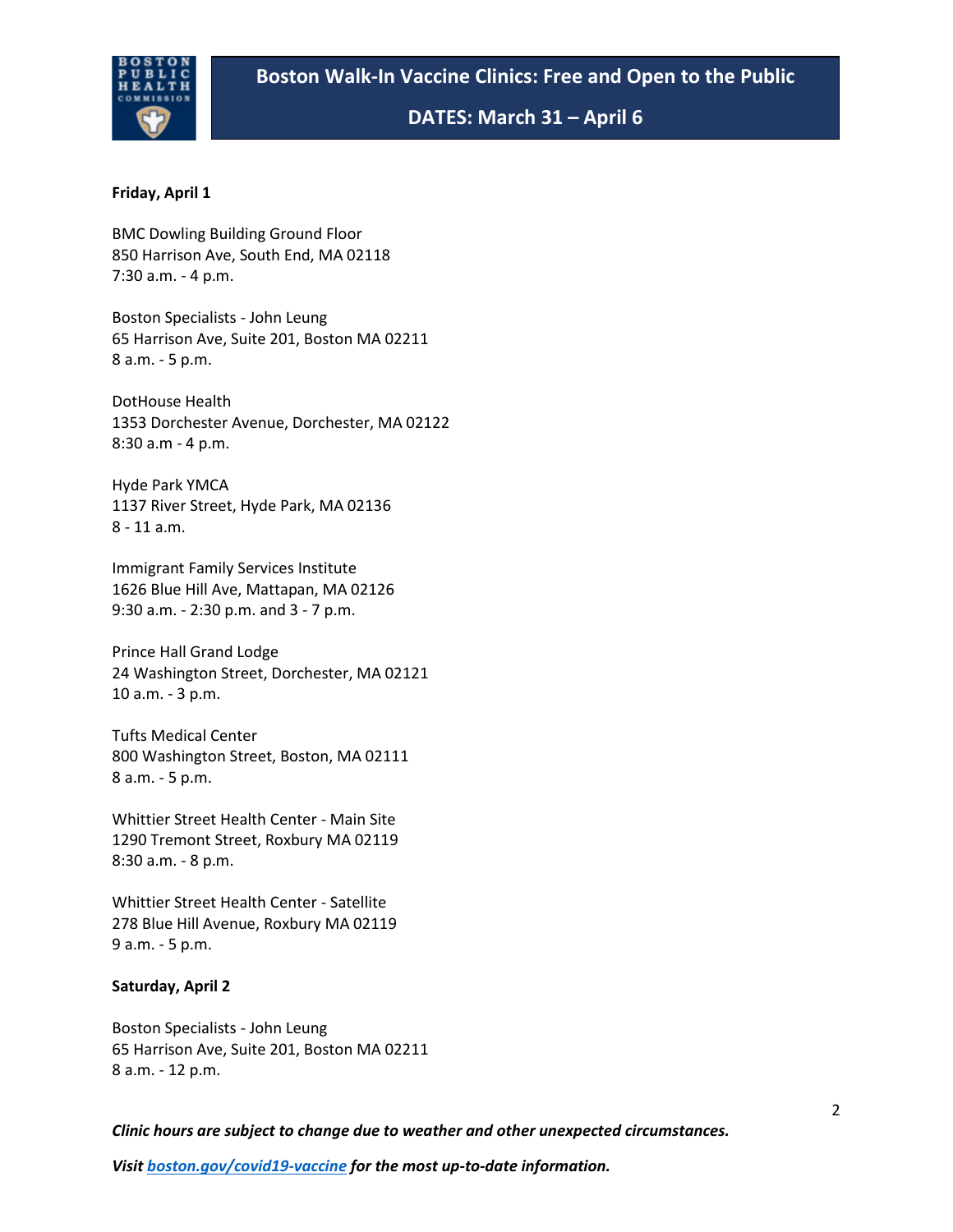**Friday, April 1**

BMC Dowling Building Ground Floor
850 Harrison Ave, South End, MA 02118
7:30 a.m. - 4 p.m.

Boston Specialists - John Leung
65 Harrison Ave, Suite 201, Boston MA 02211
8 a.m. - 5 p.m.

DotHouse Health
1353 Dorchester Avenue, Dorchester, MA 02122
8:30 a.m - 4 p.m.

Hyde Park YMCA
1137 River Street, Hyde Park, MA 02136
8 - 11 a.m.

Immigrant Family Services Institute
1626 Blue Hill Ave, Mattapan, MA 02126
9:30 a.m. - 2:30 p.m. and 3 - 7 p.m.

Prince Hall Grand Lodge
24 Washington Street, Dorchester, MA 02121
10 a.m. - 3 p.m.

Tufts Medical Center
800 Washington Street, Boston, MA 02111
8 a.m. - 5 p.m.

Whittier Street Health Center - Main Site
1290 Tremont Street, Roxbury MA 02119
8:30 a.m. - 8 p.m.

Whittier Street Health Center - Satellite
278 Blue Hill Avenue, Roxbury MA 02119
9 a.m. - 5 p.m.

**Saturday, April 2**

Boston Specialists - John Leung
65 Harrison Ave, Suite 201, Boston MA 02211
8 a.m. - 12 p.m.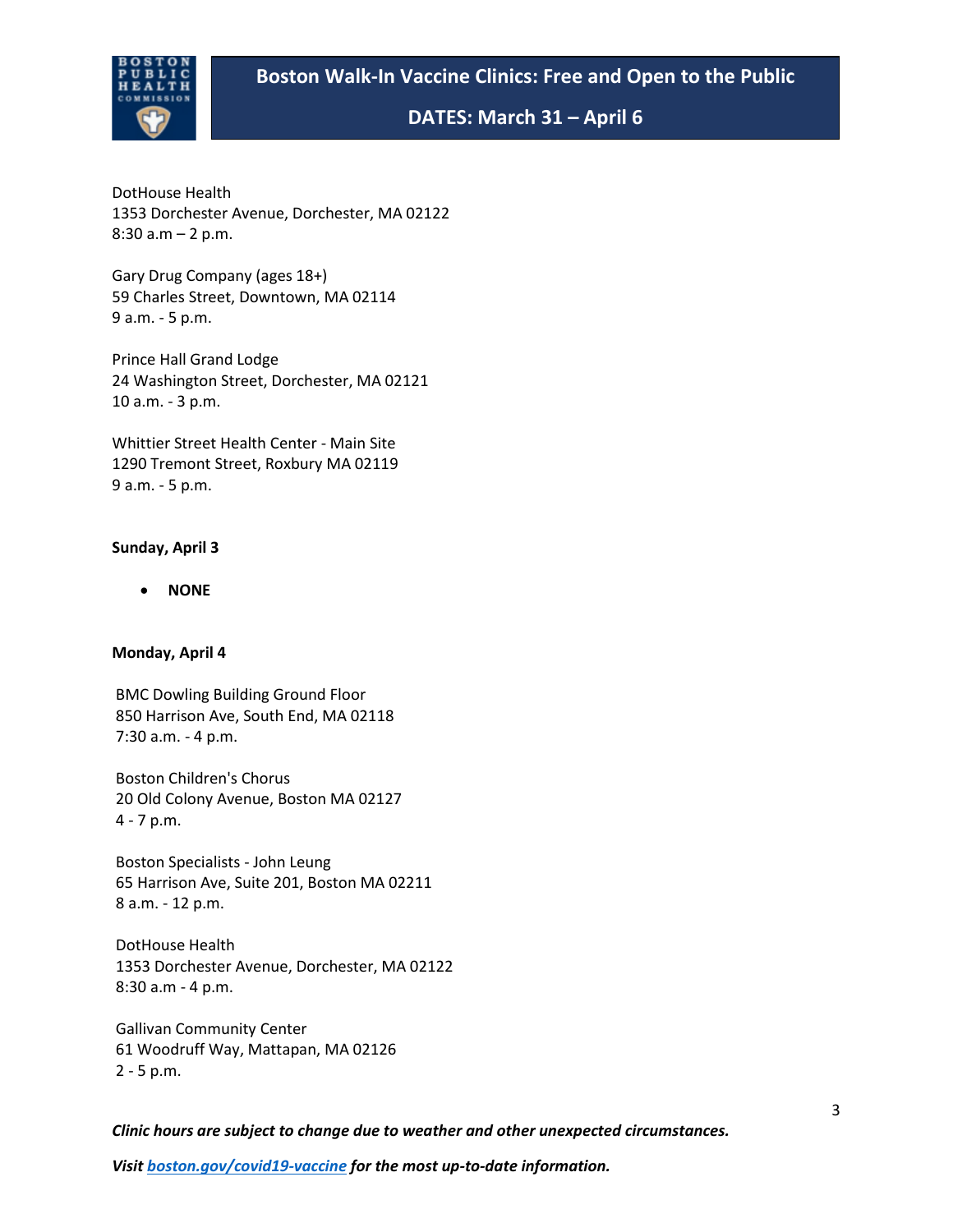# Boston Walk-In Vaccine Clinics: Free and Open to the Public

## DATES: March 31 – April 6

DotHouse Health
1353 Dorchester Avenue, Dorchester, MA 02122
8:30 a.m – 2 p.m.

Gary Drug Company (ages 18+)
59 Charles Street, Downtown, MA 02114
9 a.m. - 5 p.m.

Prince Hall Grand Lodge
24 Washington Street, Dorchester, MA 02121
10 a.m. - 3 p.m.

Whittier Street Health Center - Main Site
1290 Tremont Street, Roxbury MA 02119
9 a.m. - 5 p.m.

**Sunday, April 3**

- **NONE**

**Monday, April 4**

BMC Dowling Building Ground Floor
850 Harrison Ave, South End, MA 02118
7:30 a.m. - 4 p.m.

Boston Children's Chorus
20 Old Colony Avenue, Boston MA 02127
4 - 7 p.m.

Boston Specialists - John Leung
65 Harrison Ave, Suite 201, Boston MA 02211
8 a.m. - 12 p.m.

DotHouse Health
1353 Dorchester Avenue, Dorchester, MA 02122
8:30 a.m - 4 p.m.

Gallivan Community Center
61 Woodruff Way, Mattapan, MA 02126
2 - 5 p.m.

***Clinic hours are subject to change due to weather and other unexpected circumstances.***

***Visit boston.gov/covid19-vaccine for the most up-to-date information.***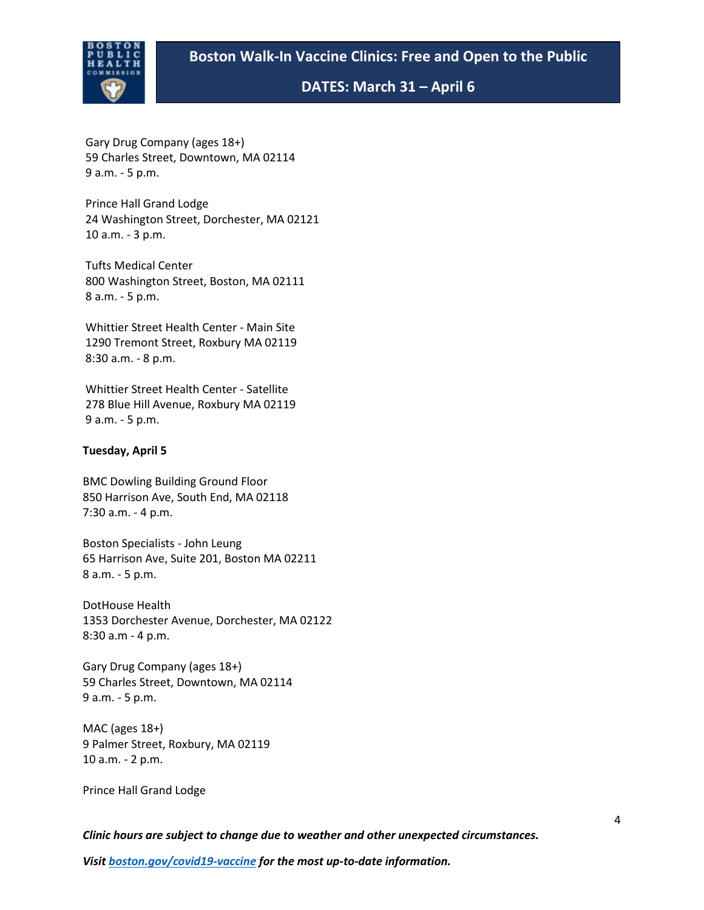Gary Drug Company (ages 18+)
59 Charles Street, Downtown, MA 02114
9 a.m. - 5 p.m.

Prince Hall Grand Lodge
24 Washington Street, Dorchester, MA 02121
10 a.m. - 3 p.m.

Tufts Medical Center
800 Washington Street, Boston, MA 02111
8 a.m. - 5 p.m.

Whittier Street Health Center - Main Site
1290 Tremont Street, Roxbury MA 02119
8:30 a.m. - 8 p.m.

Whittier Street Health Center - Satellite
278 Blue Hill Avenue, Roxbury MA 02119
9 a.m. - 5 p.m.

**Tuesday, April 5**

BMC Dowling Building Ground Floor
850 Harrison Ave, South End, MA 02118
7:30 a.m. - 4 p.m.

Boston Specialists - John Leung
65 Harrison Ave, Suite 201, Boston MA 02211
8 a.m. - 5 p.m.

DotHouse Health
1353 Dorchester Avenue, Dorchester, MA 02122
8:30 a.m - 4 p.m.

Gary Drug Company (ages 18+)
59 Charles Street, Downtown, MA 02114
9 a.m. - 5 p.m.

MAC (ages 18+)
9 Palmer Street, Roxbury, MA 02119
10 a.m. - 2 p.m.

Prince Hall Grand Lodge

***Clinic hours are subject to change due to weather and other unexpected circumstances.***

***Visit boston.gov/covid19-vaccine for the most up-to-date information.***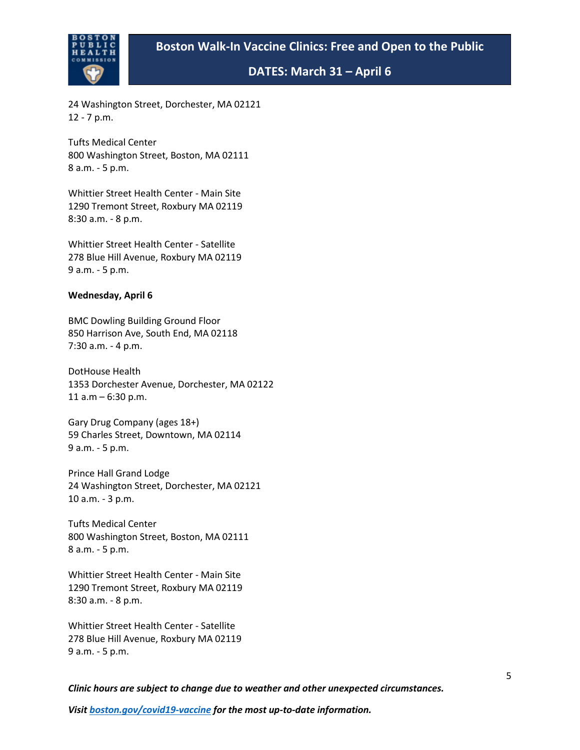24 Washington Street, Dorchester, MA 02121
12 - 7 p.m.

Tufts Medical Center
800 Washington Street, Boston, MA 02111
8 a.m. - 5 p.m.

Whittier Street Health Center - Main Site
1290 Tremont Street, Roxbury MA 02119
8:30 a.m. - 8 p.m.

Whittier Street Health Center - Satellite
278 Blue Hill Avenue, Roxbury MA 02119
9 a.m. - 5 p.m.

**Wednesday, April 6**

BMC Dowling Building Ground Floor
850 Harrison Ave, South End, MA 02118
7:30 a.m. - 4 p.m.

DotHouse Health
1353 Dorchester Avenue, Dorchester, MA 02122
11 a.m – 6:30 p.m.

Gary Drug Company (ages 18+)
59 Charles Street, Downtown, MA 02114
9 a.m. - 5 p.m.

Prince Hall Grand Lodge
24 Washington Street, Dorchester, MA 02121
10 a.m. - 3 p.m.

Tufts Medical Center
800 Washington Street, Boston, MA 02111
8 a.m. - 5 p.m.

Whittier Street Health Center - Main Site
1290 Tremont Street, Roxbury MA 02119
8:30 a.m. - 8 p.m.

Whittier Street Health Center - Satellite
278 Blue Hill Avenue, Roxbury MA 02119
9 a.m. - 5 p.m.

***Clinic hours are subject to change due to weather and other unexpected circumstances.***

***Visit [boston.gov/covid19-vaccine](boston.gov/covid19-vaccine) for the most up-to-date information.***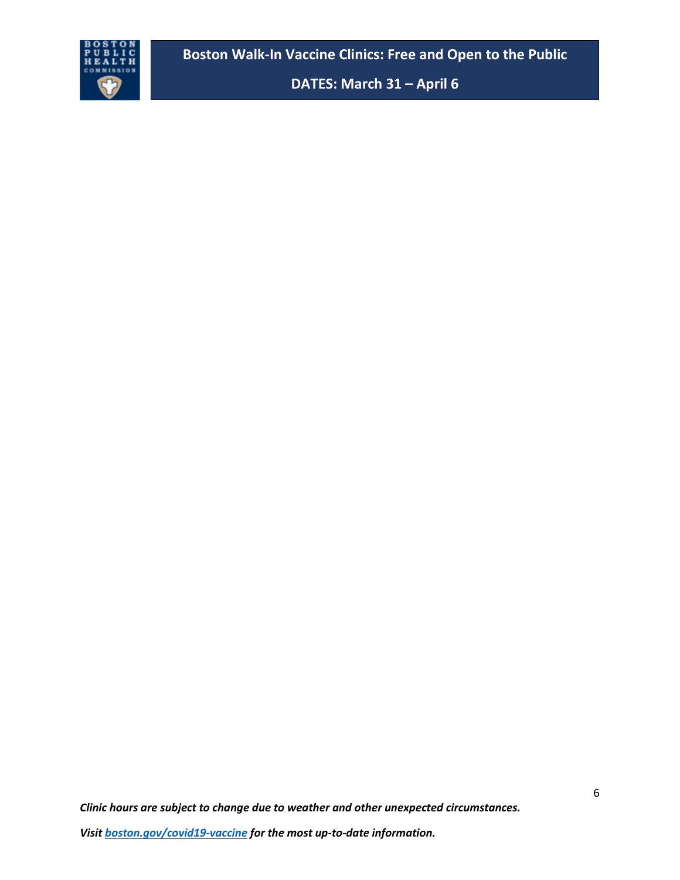**Boston Walk-In Vaccine Clinics: Free and Open to the Public**

**DATES: March 31 – April 6**

***Clinic hours are subject to change due to weather and other unexpected circumstances.***

***Visit [boston.gov/covid19-vaccine](https://boston.gov/covid19-vaccine) for the most up-to-date information.***